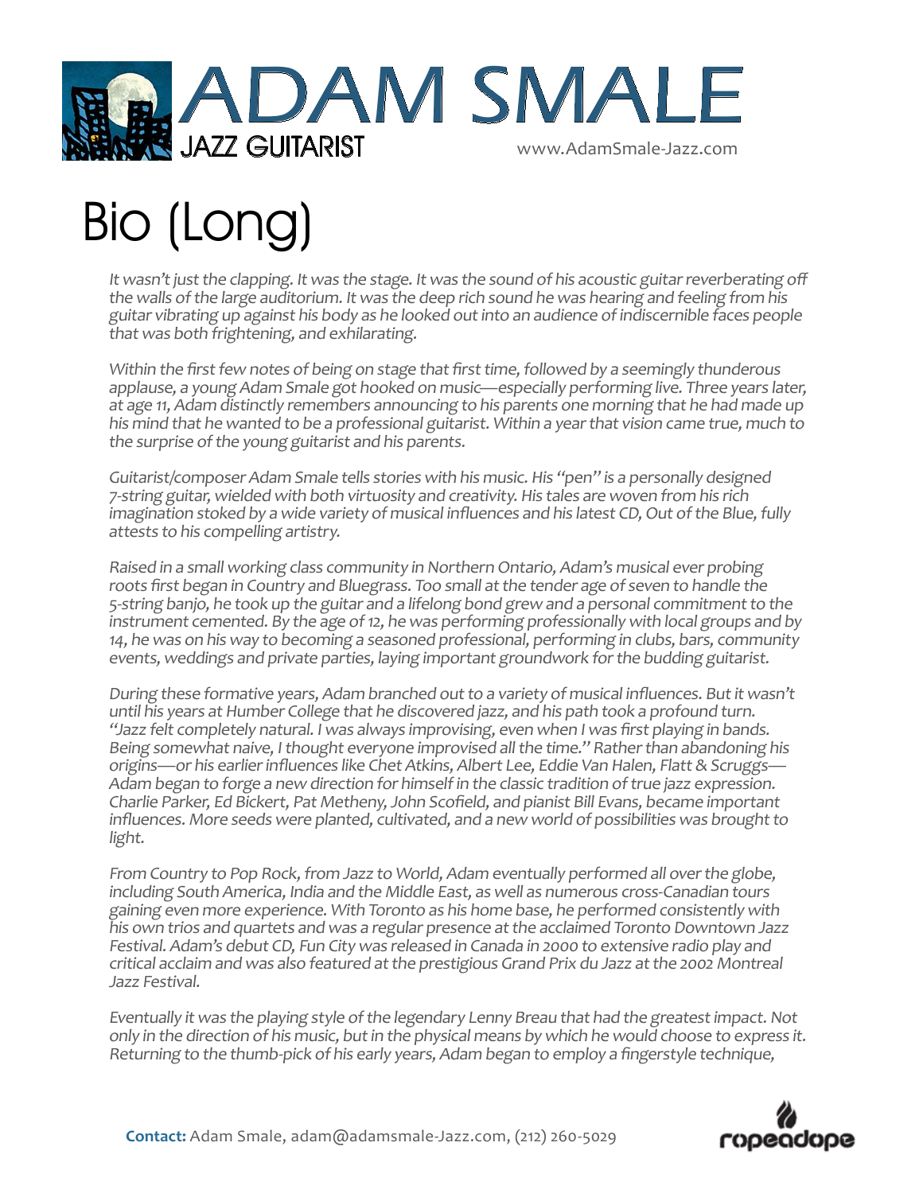# ADAM SMALE

JAZZ GUITARIST

www.AdamSmale-Jazz.com

# Bio (Long)

*It wasn't just the clapping. It was the stage. It was the sound of his acoustic guitar reverberating off the walls of the large auditorium. It was the deep rich sound he was hearing and feeling from his guitar vibrating up against his body as he looked out into an audience of indiscernible faces people that was both frightening, and exhilarating.*

*Within the first few notes of being on stage that first time, followed by a seemingly thunderous applause, a young Adam Smale got hooked on music—especially performing live. Three years later, at age 11, Adam distinctly remembers announcing to his parents one morning that he had made up his mind that he wanted to be a professional guitarist. Within a year that vision came true, much to the surprise of the young guitarist and his parents.*

*Guitarist/composer Adam Smale tells stories with his music. His "pen" is a personally designed 7-string guitar, wielded with both virtuosity and creativity. His tales are woven from his rich imagination stoked by a wide variety of musical influences and his latest CD, Out of the Blue, fully attests to his compelling artistry.*

*Raised in a small working class community in Northern Ontario, Adam's musical ever probing roots first began in Country and Bluegrass. Too small at the tender age of seven to handle the 5-string banjo, he took up the guitar and a lifelong bond grew and a personal commitment to the instrument cemented. By the age of 12, he was performing professionally with local groups and by 14, he was on his way to becoming a seasoned professional, performing in clubs, bars, community events, weddings and private parties, laying important groundwork for the budding guitarist.*

*During these formative years, Adam branched out to a variety of musical influences. But it wasn't until his years at Humber College that he discovered jazz, and his path took a profound turn. "Jazz felt completely natural. I was always improvising, even when I was first playing in bands. Being somewhat naive, I thought everyone improvised all the time." Rather than abandoning his origins—or his earlier influences like Chet Atkins, Albert Lee, Eddie Van Halen, Flatt & Scruggs—Adam began to forge a new direction for himself in the classic tradition of true jazz expression. Charlie Parker, Ed Bickert, Pat Metheny, John Scofield, and pianist Bill Evans, became important influences. More seeds were planted, cultivated, and a new world of possibilities was brought to light.*

*From Country to Pop Rock, from Jazz to World, Adam eventually performed all over the globe, including South America, India and the Middle East, as well as numerous cross-Canadian tours gaining even more experience. With Toronto as his home base, he performed consistently with his own trios and quartets and was a regular presence at the acclaimed Toronto Downtown Jazz Festival. Adam's debut CD, Fun City was released in Canada in 2000 to extensive radio play and critical acclaim and was also featured at the prestigious Grand Prix du Jazz at the 2002 Montreal Jazz Festival.*

*Eventually it was the playing style of the legendary Lenny Breau that had the greatest impact. Not only in the direction of his music, but in the physical means by which he would choose to express it. Returning to the thumb-pick of his early years, Adam began to employ a fingerstyle technique,*

**Contact:** Adam Smale, adam@adamsmale-Jazz.com, (212) 260-5029

ropeadope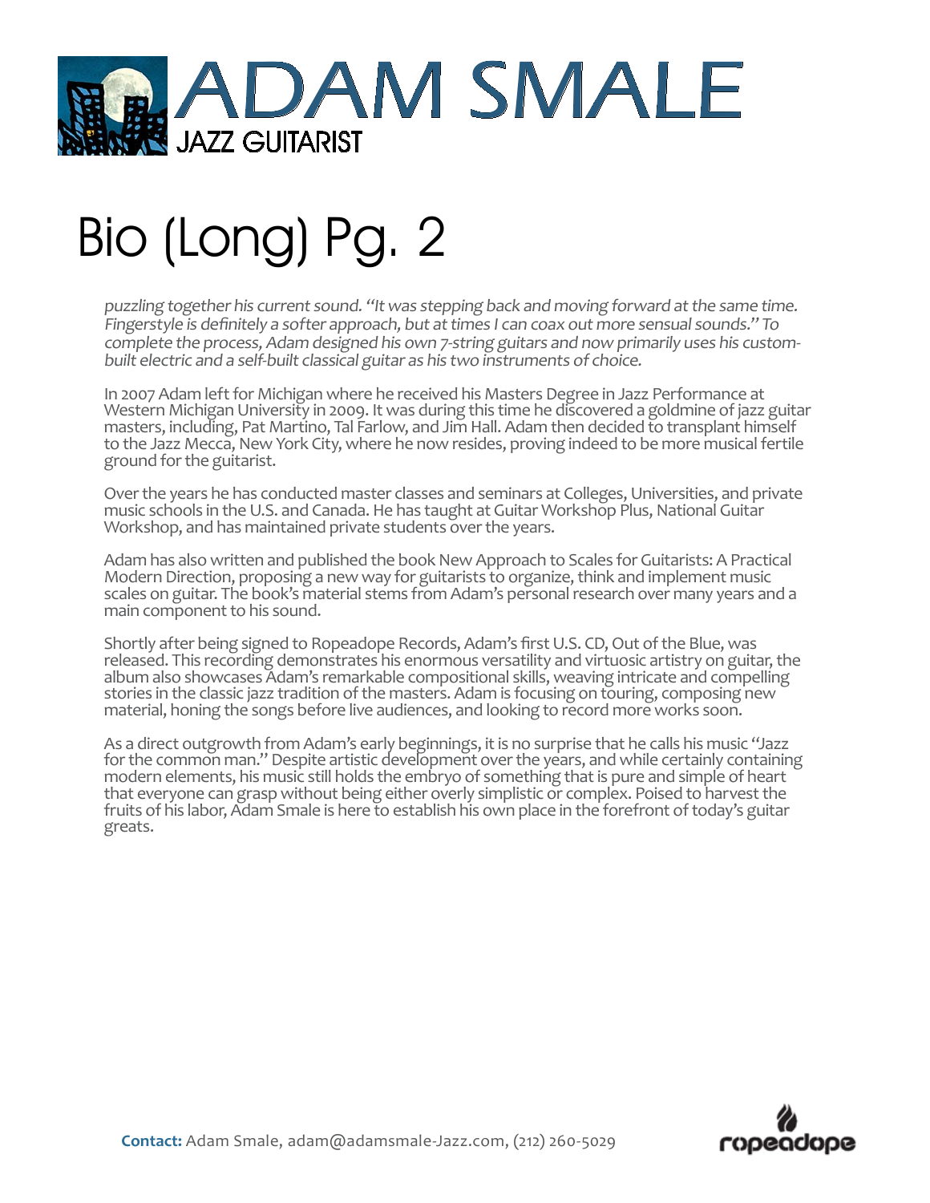# ADAM SMALE

JAZZ GUITARIST

# Bio (Long) Pg. 2

*puzzling together his current sound. "It was stepping back and moving forward at the same time. Fingerstyle is definitely a softer approach, but at times I can coax out more sensual sounds." To complete the process, Adam designed his own 7-string guitars and now primarily uses his custom-built electric and a self-built classical guitar as his two instruments of choice.*

In 2007 Adam left for Michigan where he received his Masters Degree in Jazz Performance at Western Michigan University in 2009. It was during this time he discovered a goldmine of jazz guitar masters, including, Pat Martino, Tal Farlow, and Jim Hall. Adam then decided to transplant himself to the Jazz Mecca, New York City, where he now resides, proving indeed to be more musical fertile ground for the guitarist.

Over the years he has conducted master classes and seminars at Colleges, Universities, and private music schools in the U.S. and Canada. He has taught at Guitar Workshop Plus, National Guitar Workshop, and has maintained private students over the years.

Adam has also written and published the book New Approach to Scales for Guitarists: A Practical Modern Direction, proposing a new way for guitarists to organize, think and implement music scales on guitar. The book's material stems from Adam's personal research over many years and a main component to his sound.

Shortly after being signed to Ropeadope Records, Adam's first U.S. CD, Out of the Blue, was released. This recording demonstrates his enormous versatility and virtuosic artistry on guitar, the album also showcases Adam's remarkable compositional skills, weaving intricate and compelling stories in the classic jazz tradition of the masters. Adam is focusing on touring, composing new material, honing the songs before live audiences, and looking to record more works soon.

As a direct outgrowth from Adam's early beginnings, it is no surprise that he calls his music "Jazz for the common man." Despite artistic development over the years, and while certainly containing modern elements, his music still holds the embryo of something that is pure and simple of heart that everyone can grasp without being either overly simplistic or complex. Poised to harvest the fruits of his labor, Adam Smale is here to establish his own place in the forefront of today's guitar greats.

**Contact:** Adam Smale, adam@adamsmale-Jazz.com, (212) 260-5029

ropeadope